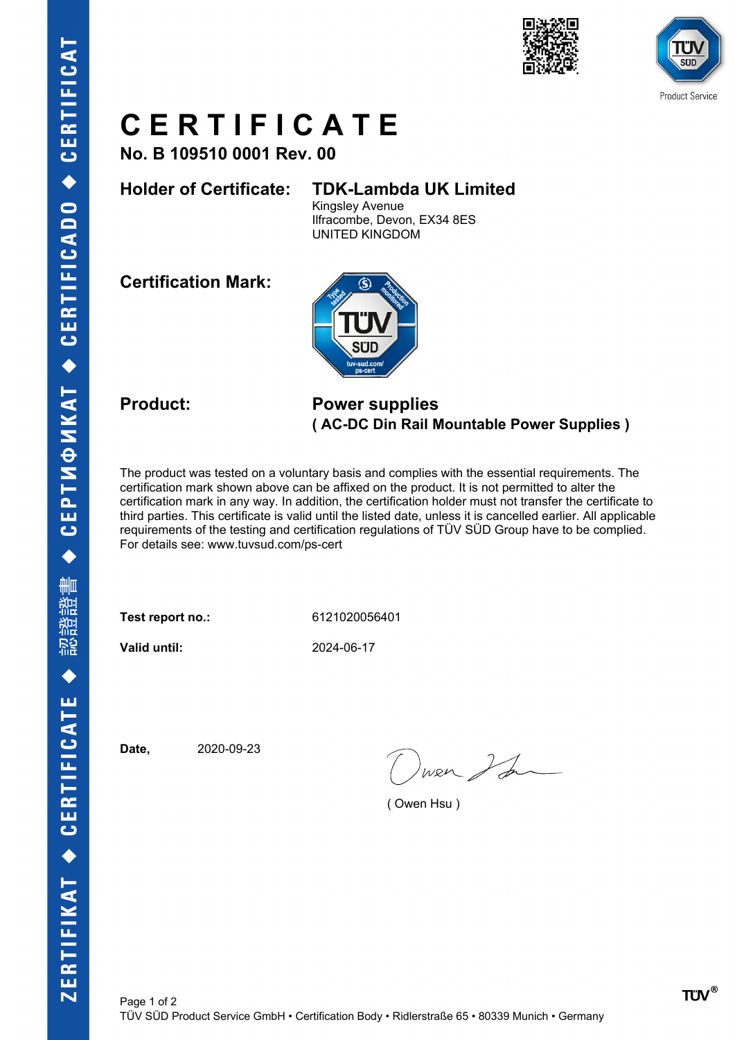# CERTIFICATE

**No. B 109510 0001 Rev. 00**

**Holder of Certificate:** **TDK-Lambda UK Limited**
Kingsley Avenue
Ilfracombe, Devon, EX34 8ES
UNITED KINGDOM

**Certification Mark:**

**Product:** **Power supplies**
**( AC-DC Din Rail Mountable Power Supplies )**

The product was tested on a voluntary basis and complies with the essential requirements. The certification mark shown above can be affixed on the product. It is not permitted to alter the certification mark in any way. In addition, the certification holder must not transfer the certificate to third parties. This certificate is valid until the listed date, unless it is cancelled earlier. All applicable requirements of the testing and certification regulations of TÜV SÜD Group have to be complied. For details see: www.tuvsud.com/ps-cert

**Test report no.:** 6121020056401

**Valid until:** 2024-06-17

**Date,** 2020-09-23

( Owen Hsu )

TÜV SÜD Product Service GmbH • Certification Body • Ridlerstraße 65 • 80339 Munich • Germany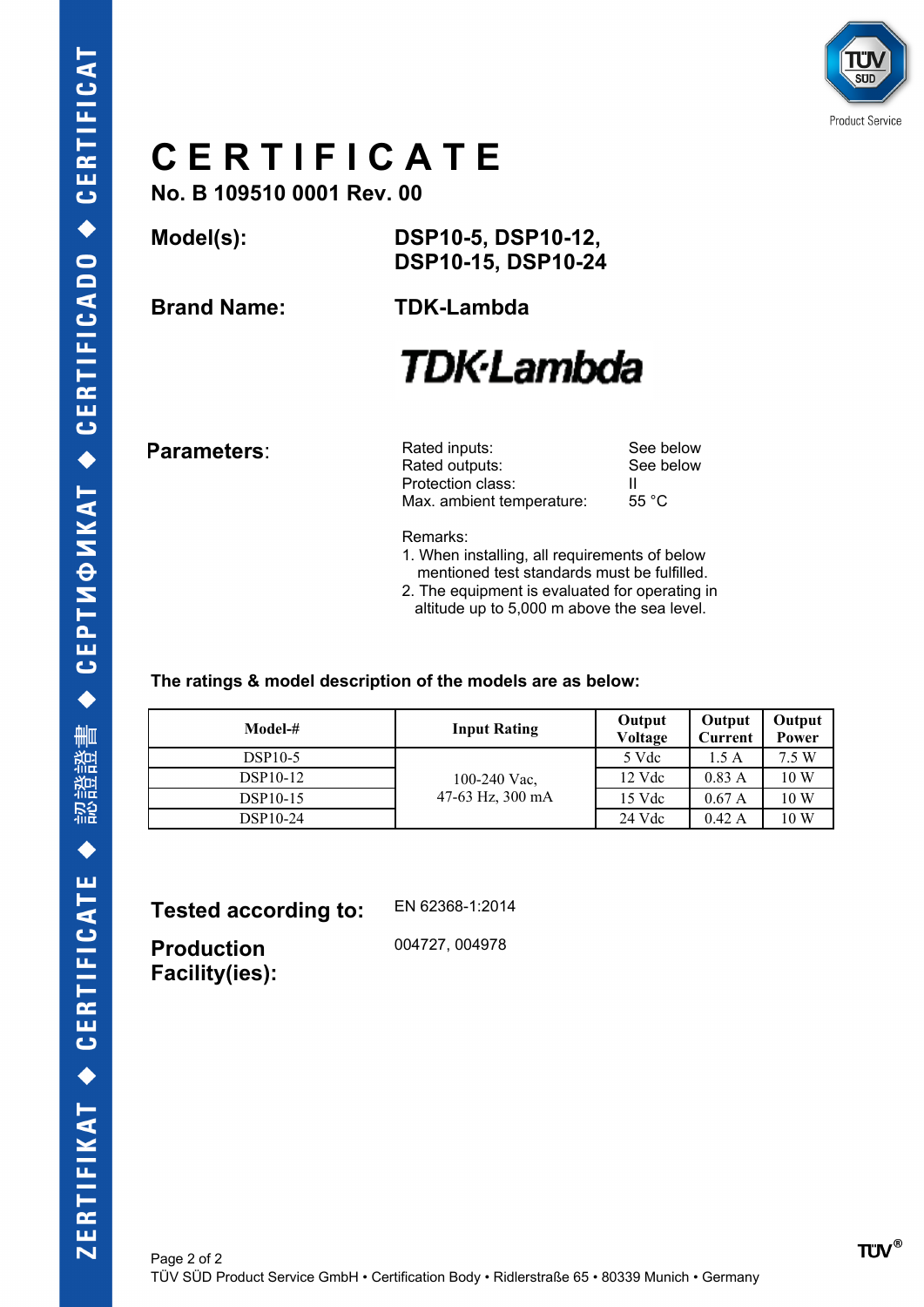# CERTIFICATE

**No. B 109510 0001 Rev. 00**

**Model(s):** DSP10-5, DSP10-12, DSP10-15, DSP10-24

**Brand Name:** TDK-Lambda

TDK·Lambda

**Parameters:**

| | |
|---|---|
| Rated inputs: | See below |
| Rated outputs: | See below |
| Protection class: | II |
| Max. ambient temperature: | 55 °C |

Remarks:

1. When installing, all requirements of below mentioned test standards must be fulfilled.
2. The equipment is evaluated for operating in altitude up to 5,000 m above the sea level.

**The ratings & model description of the models are as below:**

| Model-# | Input Rating | Output Voltage | Output Current | Output Power |
|---|---|---|---|---|
| DSP10-5 | 100-240 Vac, 47-63 Hz, 300 mA | 5 Vdc | 1.5 A | 7.5 W |
| DSP10-12 | | 12 Vdc | 0.83 A | 10 W |
| DSP10-15 | | 15 Vdc | 0.67 A | 10 W |
| DSP10-24 | | 24 Vdc | 0.42 A | 10 W |

**Tested according to:** EN 62368-1:2014

**Production Facility(ies):** 004727, 004978

TÜV SÜD Product Service GmbH • Certification Body • Ridlerstraße 65 • 80339 Munich • Germany